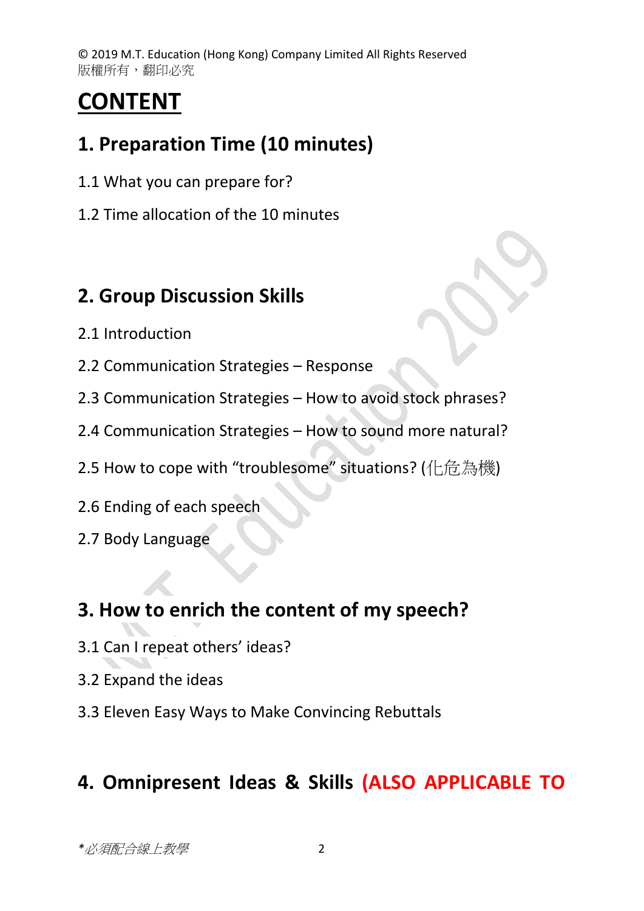© 2019 M.T. Education (Hong Kong) Company Limited All Rights Reserved
版權所有，翻印必究

# CONTENT

## 1. Preparation Time (10 minutes)

1.1 What you can prepare for?

1.2 Time allocation of the 10 minutes

## 2. Group Discussion Skills

2.1 Introduction

2.2 Communication Strategies – Response

2.3 Communication Strategies – How to avoid stock phrases?

2.4 Communication Strategies – How to sound more natural?

2.5 How to cope with "troublesome" situations? (化危為機)

2.6 Ending of each speech

2.7 Body Language

## 3. How to enrich the content of my speech?

3.1 Can I repeat others' ideas?

3.2 Expand the ideas

3.3 Eleven Easy Ways to Make Convincing Rebuttals

## 4. Omnipresent Ideas & Skills (ALSO APPLICABLE TO

*必須配合線上教學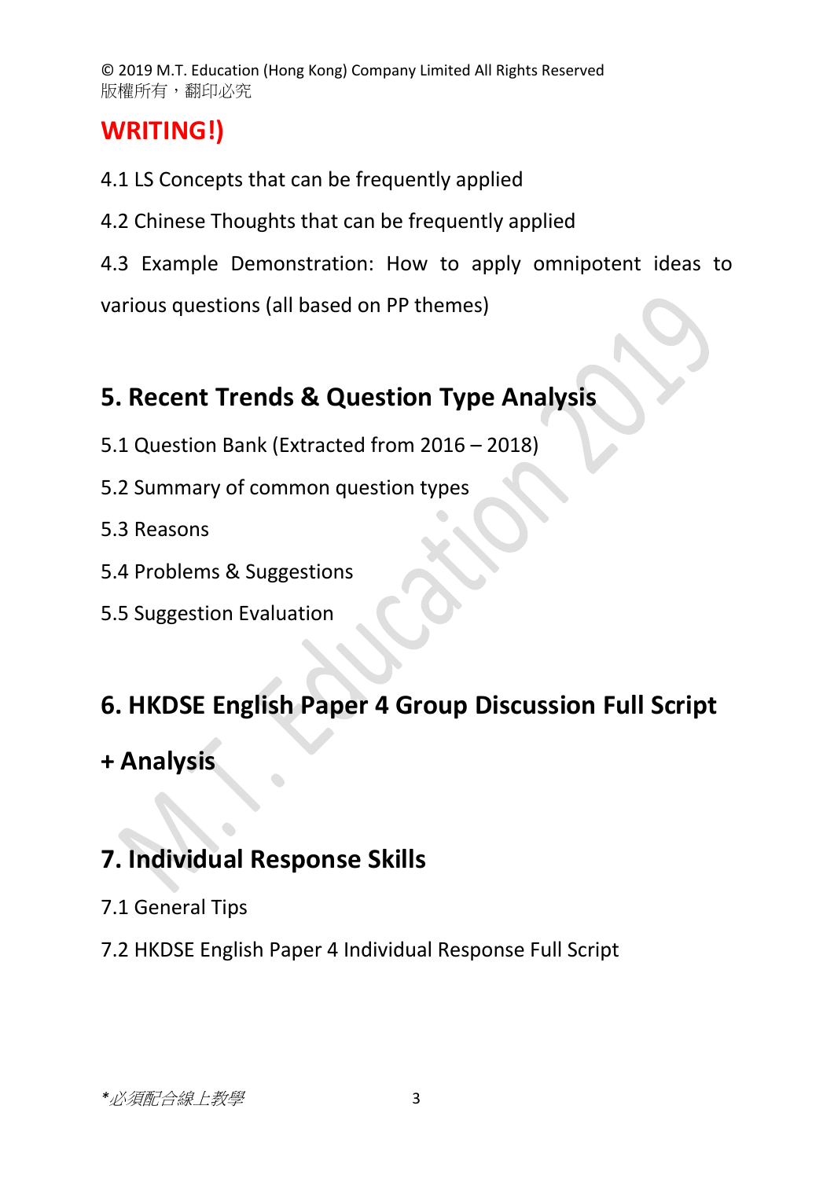# WRITING!)

4.1 LS Concepts that can be frequently applied

4.2 Chinese Thoughts that can be frequently applied

4.3 Example Demonstration: How to apply omnipotent ideas to various questions (all based on PP themes)

## 5. Recent Trends & Question Type Analysis

5.1 Question Bank (Extracted from 2016 – 2018)

5.2 Summary of common question types

5.3 Reasons

5.4 Problems & Suggestions

5.5 Suggestion Evaluation

## 6. HKDSE English Paper 4 Group Discussion Full Script + Analysis

## 7. Individual Response Skills

7.1 General Tips

7.2 HKDSE English Paper 4 Individual Response Full Script

*必須配合線上教學